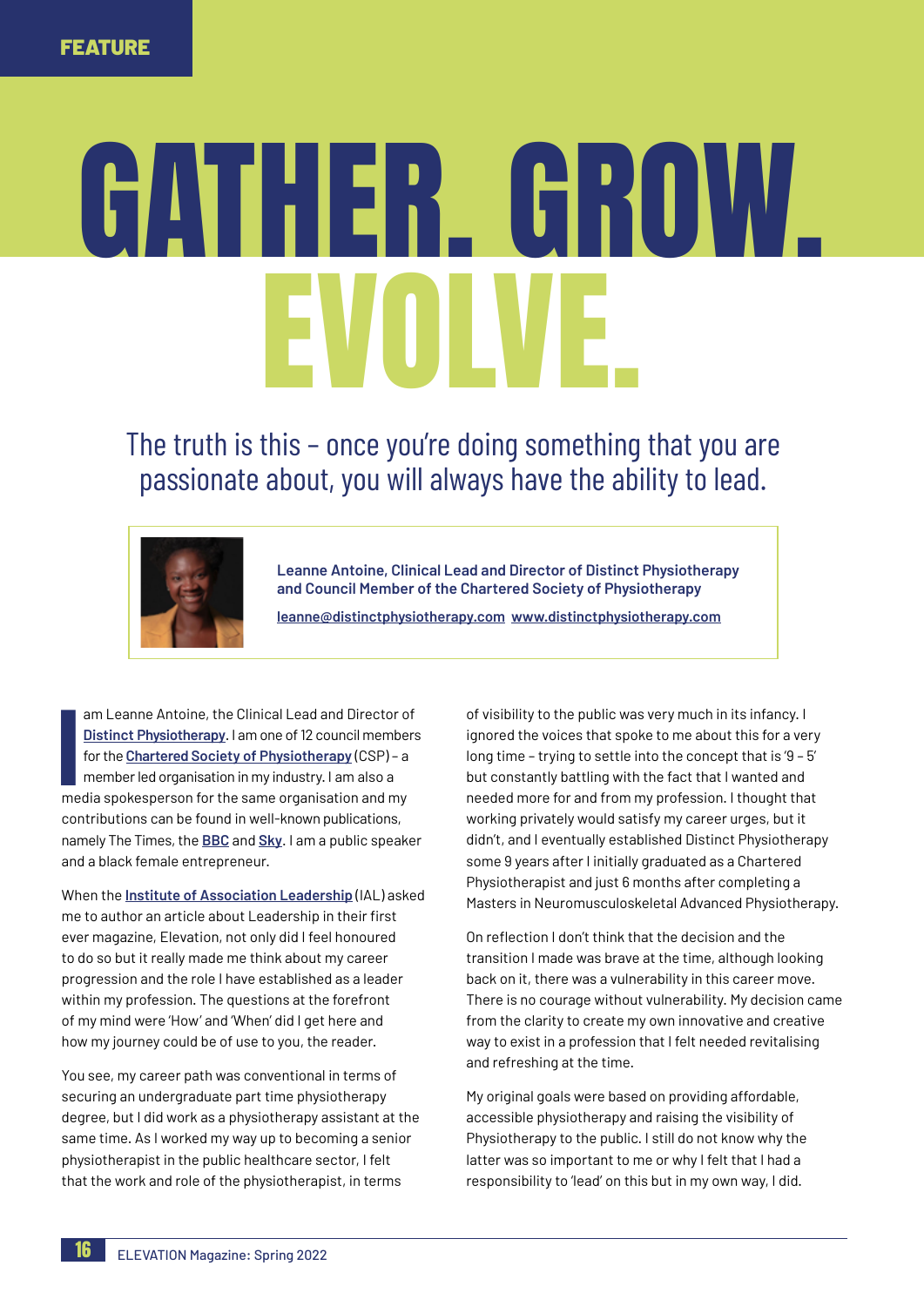FEATURE

# GATHER. GROW. EVOLVE.

The truth is this – once you're doing something that you are passionate about, you will always have the ability to lead.

**Leanne Antoine, Clinical Lead and Director of Distinct Physiotherapy and Council Member of the Chartered Society of Physiotherapy**

leanne@distinctphysiotherapy.com www.distinctphysiotherapy.com

I am Leanne Antoine, the Clinical Lead and Director of Distinct Physiotherapy. I am one of 12 council members for the Chartered Society of Physiotherapy (CSP) – a member led organisation in my industry. I am also a media spokesperson for the same organisation and my contributions can be found in well-known publications, namely The Times, the BBC and Sky. I am a public speaker and a black female entrepreneur.

When the Institute of Association Leadership (IAL) asked me to author an article about Leadership in their first ever magazine, Elevation, not only did I feel honoured to do so but it really made me think about my career progression and the role I have established as a leader within my profession. The questions at the forefront of my mind were 'How' and 'When' did I get here and how my journey could be of use to you, the reader.

You see, my career path was conventional in terms of securing an undergraduate part time physiotherapy degree, but I did work as a physiotherapy assistant at the same time. As I worked my way up to becoming a senior physiotherapist in the public healthcare sector, I felt that the work and role of the physiotherapist, in terms of visibility to the public was very much in its infancy. I ignored the voices that spoke to me about this for a very long time – trying to settle into the concept that is '9 – 5' but constantly battling with the fact that I wanted and needed more for and from my profession. I thought that working privately would satisfy my career urges, but it didn't, and I eventually established Distinct Physiotherapy some 9 years after I initially graduated as a Chartered Physiotherapist and just 6 months after completing a Masters in Neuromusculoskeletal Advanced Physiotherapy.

On reflection I don't think that the decision and the transition I made was brave at the time, although looking back on it, there was a vulnerability in this career move. There is no courage without vulnerability. My decision came from the clarity to create my own innovative and creative way to exist in a profession that I felt needed revitalising and refreshing at the time.

My original goals were based on providing affordable, accessible physiotherapy and raising the visibility of Physiotherapy to the public. I still do not know why the latter was so important to me or why I felt that I had a responsibility to 'lead' on this but in my own way, I did.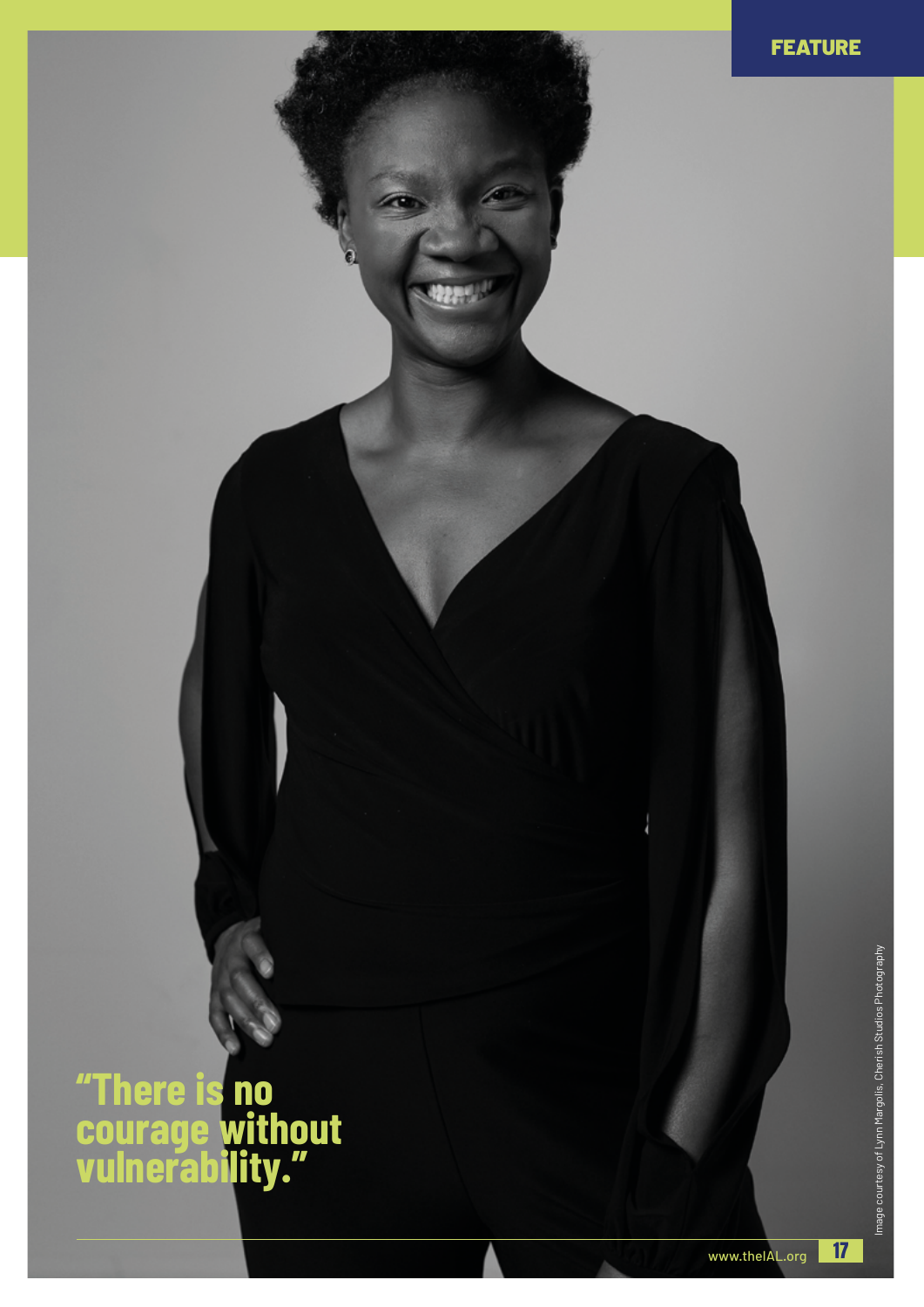FEATURE

"There is no courage without vulnerability."

Image courtesy of Lynn Margolis, Cherish Studios Photography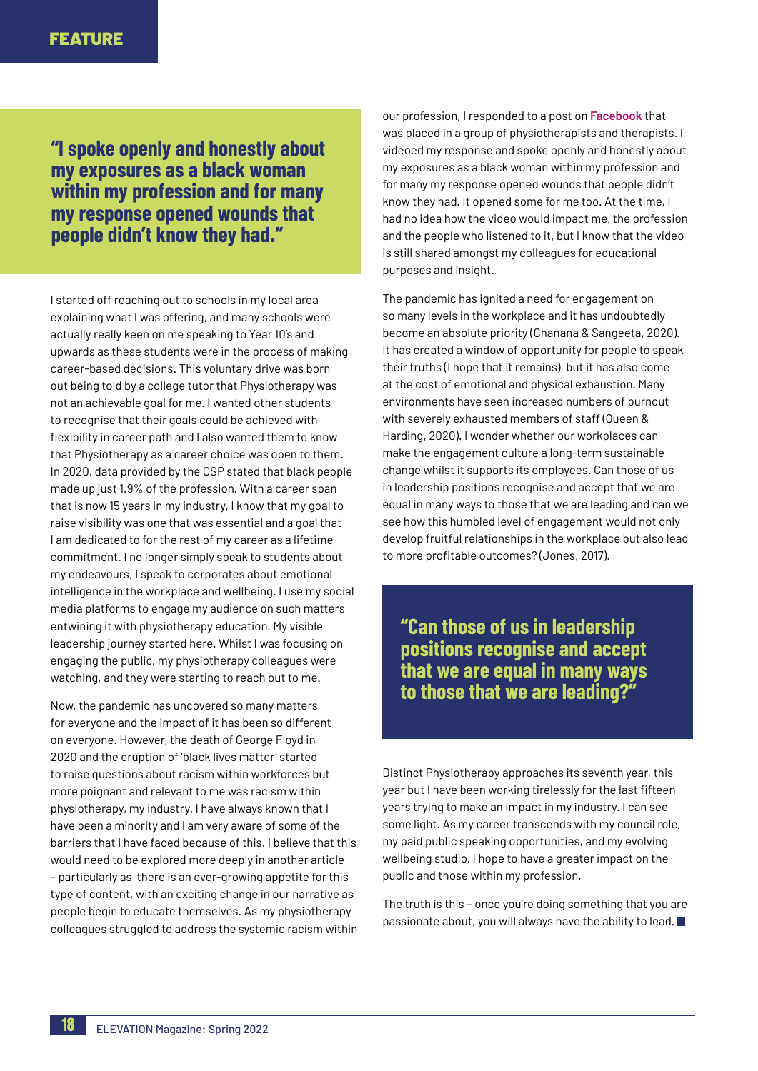> **"I spoke openly and honestly about my exposures as a black woman within my profession and for many my response opened wounds that people didn't know they had."**

I started off reaching out to schools in my local area explaining what I was offering, and many schools were actually really keen on me speaking to Year 10's and upwards as these students were in the process of making career-based decisions. This voluntary drive was born out being told by a college tutor that Physiotherapy was not an achievable goal for me. I wanted other students to recognise that their goals could be achieved with flexibility in career path and I also wanted them to know that Physiotherapy as a career choice was open to them. In 2020, data provided by the CSP stated that black people made up just 1.9% of the profession. With a career span that is now 15 years in my industry, I know that my goal to raise visibility was one that was essential and a goal that I am dedicated to for the rest of my career as a lifetime commitment. I no longer simply speak to students about my endeavours, I speak to corporates about emotional intelligence in the workplace and wellbeing. I use my social media platforms to engage my audience on such matters entwining it with physiotherapy education. My visible leadership journey started here. Whilst I was focusing on engaging the public, my physiotherapy colleagues were watching, and they were starting to reach out to me.

Now, the pandemic has uncovered so many matters for everyone and the impact of it has been so different on everyone. However, the death of George Floyd in 2020 and the eruption of 'black lives matter' started to raise questions about racism within workforces but more poignant and relevant to me was racism within physiotherapy, my industry. I have always known that I have been a minority and I am very aware of some of the barriers that I have faced because of this. I believe that this would need to be explored more deeply in another article – particularly as there is an ever-growing appetite for this type of content, with an exciting change in our narrative as people begin to educate themselves. As my physiotherapy colleagues struggled to address the systemic racism within our profession, I responded to a post on **Facebook** that was placed in a group of physiotherapists and therapists. I videoed my response and spoke openly and honestly about my exposures as a black woman within my profession and for many my response opened wounds that people didn't know they had. It opened some for me too. At the time, I had no idea how the video would impact me, the profession and the people who listened to it, but I know that the video is still shared amongst my colleagues for educational purposes and insight.

The pandemic has ignited a need for engagement on so many levels in the workplace and it has undoubtedly become an absolute priority (Chanana & Sangeeta, 2020). It has created a window of opportunity for people to speak their truths (I hope that it remains), but it has also come at the cost of emotional and physical exhaustion. Many environments have seen increased numbers of burnout with severely exhausted members of staff (Queen & Harding, 2020). I wonder whether our workplaces can make the engagement culture a long-term sustainable change whilst it supports its employees. Can those of us in leadership positions recognise and accept that we are equal in many ways to those that we are leading and can we see how this humbled level of engagement would not only develop fruitful relationships in the workplace but also lead to more profitable outcomes? (Jones, 2017).

> **"Can those of us in leadership positions recognise and accept that we are equal in many ways to those that we are leading?"**

Distinct Physiotherapy approaches its seventh year, this year but I have been working tirelessly for the last fifteen years trying to make an impact in my industry. I can see some light. As my career transcends with my council role, my paid public speaking opportunities, and my evolving wellbeing studio, I hope to have a greater impact on the public and those within my profession.

The truth is this – once you're doing something that you are passionate about, you will always have the ability to lead. ■